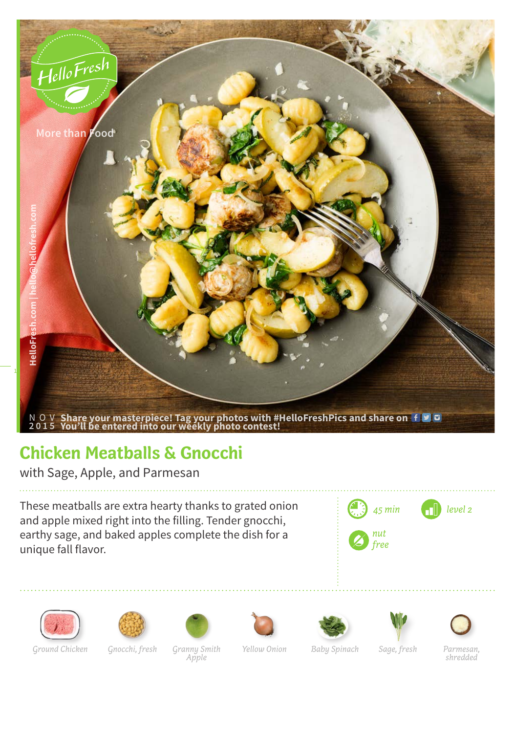HelloFresh

More than Food

HelloFresh.com | hello@hellofresh.com

NOV 2015 **Share your masterpiece! Tag your photos with #HelloFreshPics and share on**
**You'll be entered into our weekly photo contest!**

# Chicken Meatballs & Gnocchi

with Sage, Apple, and Parmesan

These meatballs are extra hearty thanks to grated onion and apple mixed right into the filling. Tender gnocchi, earthy sage, and baked apples complete the dish for a unique fall flavor.

*45 min*

*level 2*

*nut free*

*Ground Chicken*

*Gnocchi, fresh*

*Granny Smith Apple*

*Yellow Onion*

*Baby Spinach*

*Sage, fresh*

*Parmesan, shredded*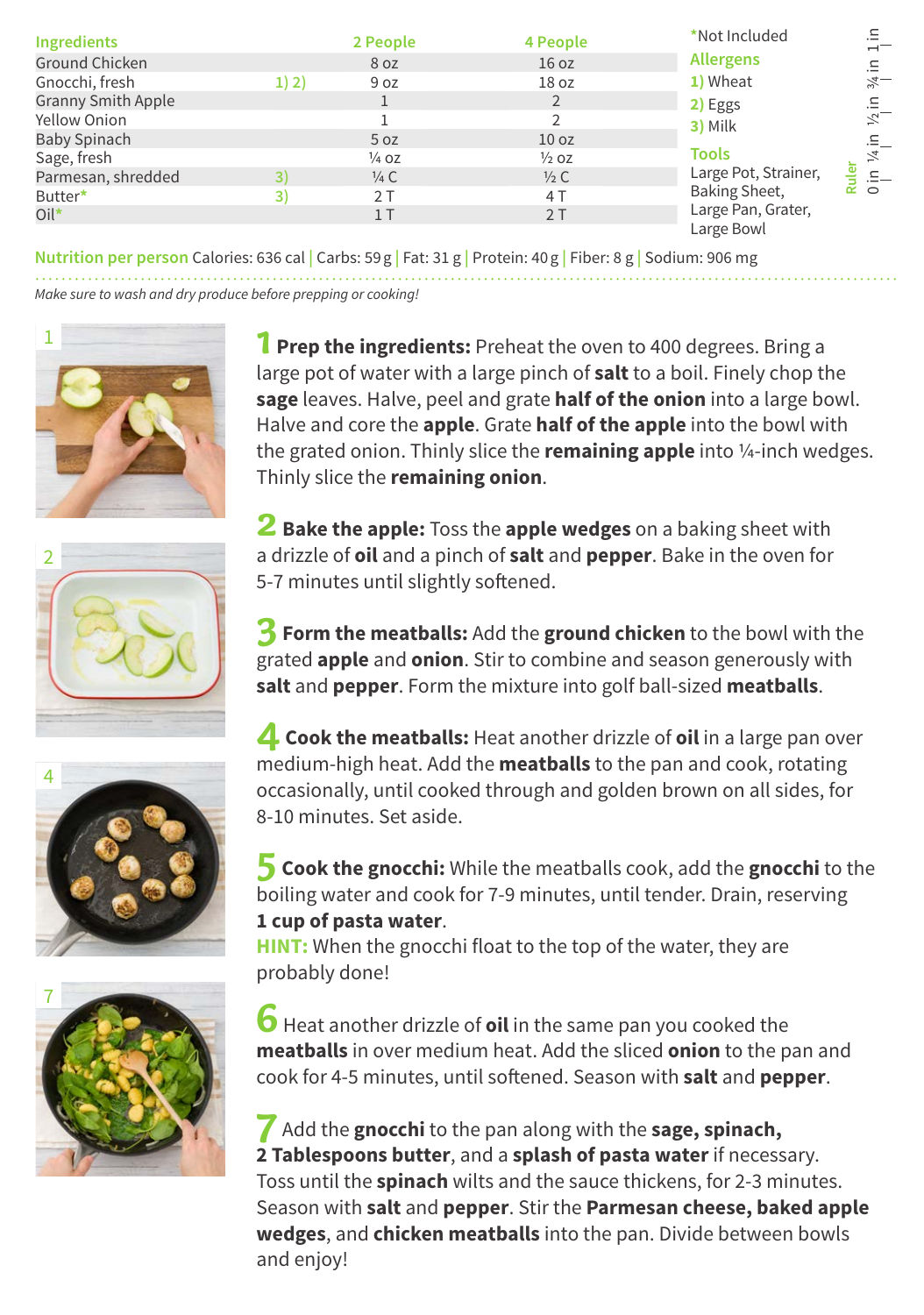| Ingredients | | 2 People | 4 People |
|---|---|---|---|
| Ground Chicken | | 8 oz | 16 oz |
| Gnocchi, fresh | 1) 2) | 9 oz | 18 oz |
| Granny Smith Apple | | 1 | 2 |
| Yellow Onion | | 1 | 2 |
| Baby Spinach | | 5 oz | 10 oz |
| Sage, fresh | | ¼ oz | ½ oz |
| Parmesan, shredded | 3) | ¼ C | ½ C |
| Butter* | 3) | 2 T | 4 T |
| Oil* | | 1 T | 2 T |

*Not Included

**Allergens**
1) Wheat
2) Eggs
3) Milk

**Tools**
Large Pot, Strainer, Baking Sheet, Large Pan, Grater, Large Bowl

Ruler
0 in ¼ in ½ in ¾ in 1 in

**Nutrition per person** Calories: 636 cal | Carbs: 59 g | Fat: 31 g | Protein: 40 g | Fiber: 8 g | Sodium: 906 mg

*Make sure to wash and dry produce before prepping or cooking!*

1

2

4

7

**1 Prep the ingredients:** Preheat the oven to 400 degrees. Bring a large pot of water with a large pinch of **salt** to a boil. Finely chop the **sage** leaves. Halve, peel and grate **half of the onion** into a large bowl. Halve and core the **apple**. Grate **half of the apple** into the bowl with the grated onion. Thinly slice the **remaining apple** into ¼-inch wedges. Thinly slice the **remaining onion**.

**2 Bake the apple:** Toss the **apple wedges** on a baking sheet with a drizzle of **oil** and a pinch of **salt** and **pepper**. Bake in the oven for 5-7 minutes until slightly softened.

**3 Form the meatballs:** Add the **ground chicken** to the bowl with the grated **apple** and **onion**. Stir to combine and season generously with **salt** and **pepper**. Form the mixture into golf ball-sized **meatballs**.

**4 Cook the meatballs:** Heat another drizzle of **oil** in a large pan over medium-high heat. Add the **meatballs** to the pan and cook, rotating occasionally, until cooked through and golden brown on all sides, for 8-10 minutes. Set aside.

**5 Cook the gnocchi:** While the meatballs cook, add the **gnocchi** to the boiling water and cook for 7-9 minutes, until tender. Drain, reserving **1 cup of pasta water**.

**HINT:** When the gnocchi float to the top of the water, they are probably done!

**6** Heat another drizzle of **oil** in the same pan you cooked the **meatballs** in over medium heat. Add the sliced **onion** to the pan and cook for 4-5 minutes, until softened. Season with **salt** and **pepper**.

**7** Add the **gnocchi** to the pan along with the **sage, spinach, 2 Tablespoons butter**, and a **splash of pasta water** if necessary. Toss until the **spinach** wilts and the sauce thickens, for 2-3 minutes. Season with **salt** and **pepper**. Stir the **Parmesan cheese, baked apple wedges**, and **chicken meatballs** into the pan. Divide between bowls and enjoy!